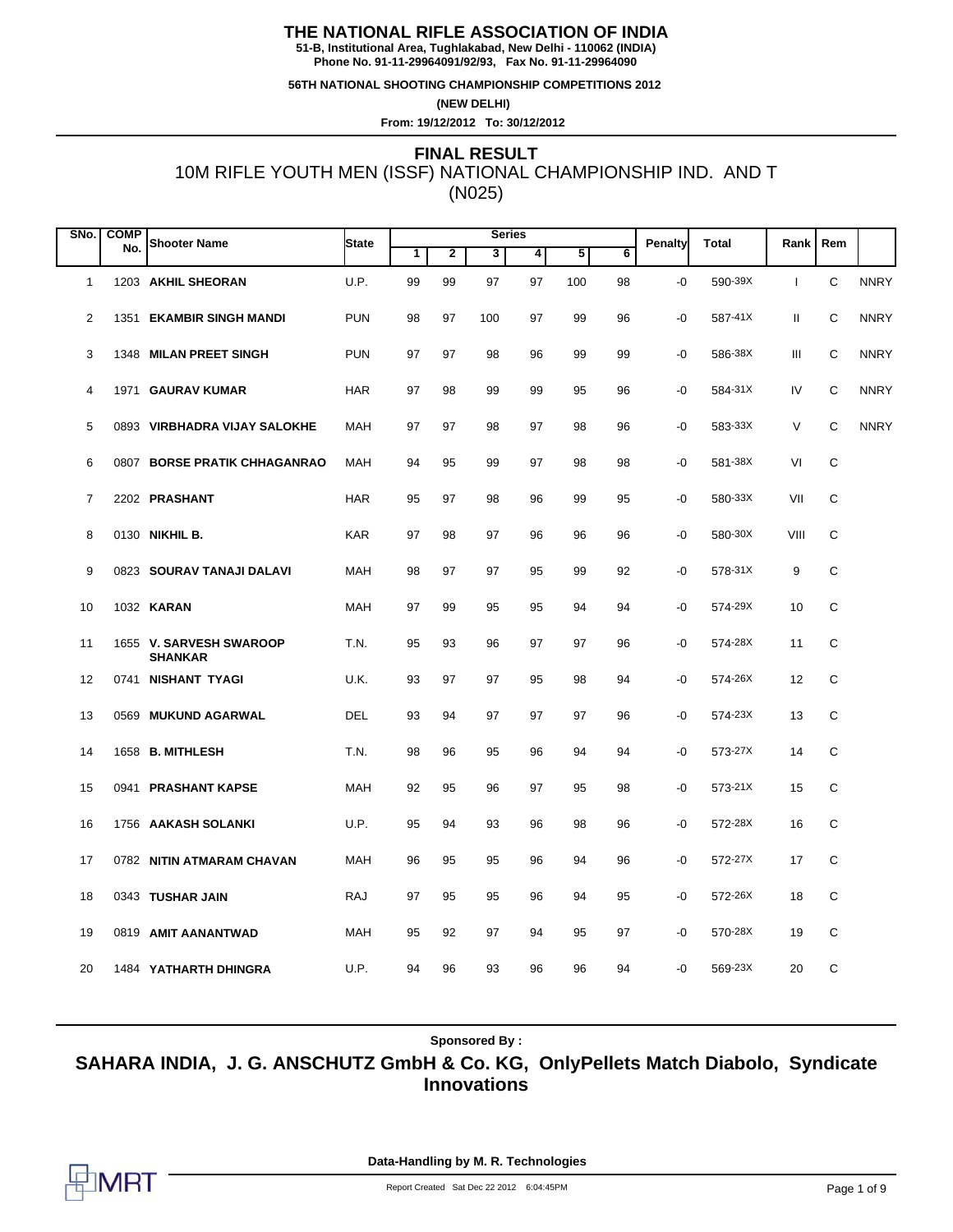# THE NATIONAL RIFLE ASSOCIATION OF INDIA

**51-B, Institutional Area, Tughlakabad, New Delhi - 110062 (INDIA)**
**Phone No. 91-11-29964091/92/93, Fax No. 91-11-29964090**

**56TH NATIONAL SHOOTING CHAMPIONSHIP COMPETITIONS 2012**

**(NEW DELHI)**

**From: 19/12/2012 To: 30/12/2012**

## FINAL RESULT

10M RIFLE YOUTH MEN (ISSF) NATIONAL CHAMPIONSHIP IND. AND T
(N025)

| SNo. | COMP No. | Shooter Name | State | Series 1 | 2 | 3 | 4 | 5 | 6 | Penalty | Total | Rank | Rem | |
|---|---|---|---|---|---|---|---|---|---|---|---|---|---|---|
| 1 | 1203 | **AKHIL SHEORAN** | U.P. | 99 | 99 | 97 | 97 | 100 | 98 | -0 | 590-39X | I | C | NNRY |
| 2 | 1351 | **EKAMBIR SINGH MANDI** | PUN | 98 | 97 | 100 | 97 | 99 | 96 | -0 | 587-41X | II | C | NNRY |
| 3 | 1348 | **MILAN PREET SINGH** | PUN | 97 | 97 | 98 | 96 | 99 | 99 | -0 | 586-38X | III | C | NNRY |
| 4 | 1971 | **GAURAV KUMAR** | HAR | 97 | 98 | 99 | 99 | 95 | 96 | -0 | 584-31X | IV | C | NNRY |
| 5 | 0893 | **VIRBHADRA VIJAY SALOKHE** | MAH | 97 | 97 | 98 | 97 | 98 | 96 | -0 | 583-33X | V | C | NNRY |
| 6 | 0807 | **BORSE PRATIK CHHAGANRAO** | MAH | 94 | 95 | 99 | 97 | 98 | 98 | -0 | 581-38X | VI | C | |
| 7 | 2202 | **PRASHANT** | HAR | 95 | 97 | 98 | 96 | 99 | 95 | -0 | 580-33X | VII | C | |
| 8 | 0130 | **NIKHIL B.** | KAR | 97 | 98 | 97 | 96 | 96 | 96 | -0 | 580-30X | VIII | C | |
| 9 | 0823 | **SOURAV TANAJI DALAVI** | MAH | 98 | 97 | 97 | 95 | 99 | 92 | -0 | 578-31X | 9 | C | |
| 10 | 1032 | **KARAN** | MAH | 97 | 99 | 95 | 95 | 94 | 94 | -0 | 574-29X | 10 | C | |
| 11 | 1655 | **V. SARVESH SWAROOP SHANKAR** | T.N. | 95 | 93 | 96 | 97 | 97 | 96 | -0 | 574-28X | 11 | C | |
| 12 | 0741 | **NISHANT TYAGI** | U.K. | 93 | 97 | 97 | 95 | 98 | 94 | -0 | 574-26X | 12 | C | |
| 13 | 0569 | **MUKUND AGARWAL** | DEL | 93 | 94 | 97 | 97 | 97 | 96 | -0 | 574-23X | 13 | C | |
| 14 | 1658 | **B. MITHLESH** | T.N. | 98 | 96 | 95 | 96 | 94 | 94 | -0 | 573-27X | 14 | C | |
| 15 | 0941 | **PRASHANT KAPSE** | MAH | 92 | 95 | 96 | 97 | 95 | 98 | -0 | 573-21X | 15 | C | |
| 16 | 1756 | **AAKASH SOLANKI** | U.P. | 95 | 94 | 93 | 96 | 98 | 96 | -0 | 572-28X | 16 | C | |
| 17 | 0782 | **NITIN ATMARAM CHAVAN** | MAH | 96 | 95 | 95 | 96 | 94 | 96 | -0 | 572-27X | 17 | C | |
| 18 | 0343 | **TUSHAR JAIN** | RAJ | 97 | 95 | 95 | 96 | 94 | 95 | -0 | 572-26X | 18 | C | |
| 19 | 0819 | **AMIT AANANTWAD** | MAH | 95 | 92 | 97 | 94 | 95 | 97 | -0 | 570-28X | 19 | C | |
| 20 | 1484 | **YATHARTH DHINGRA** | U.P. | 94 | 96 | 93 | 96 | 96 | 94 | -0 | 569-23X | 20 | C | |

**Sponsored By :**

**SAHARA INDIA, J. G. ANSCHUTZ GmbH & Co. KG, OnlyPellets Match Diabolo, Syndicate Innovations**

**Data-Handling by M. R. Technologies**

Report Created Sat Dec 22 2012 6:04:45PM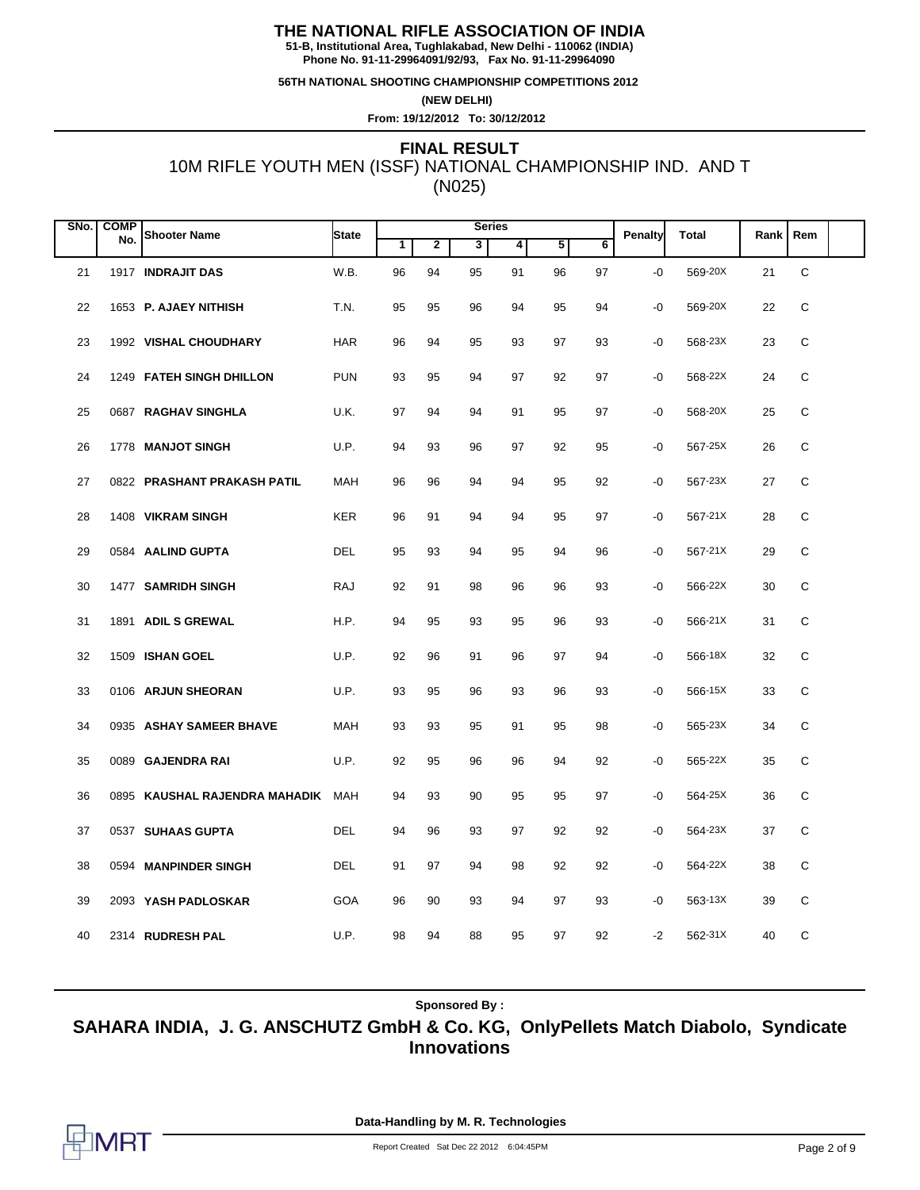# THE NATIONAL RIFLE ASSOCIATION OF INDIA

**51-B, Institutional Area, Tughlakabad, New Delhi - 110062 (INDIA)**
**Phone No. 91-11-29964091/92/93, Fax No. 91-11-29964090**

**56TH NATIONAL SHOOTING CHAMPIONSHIP COMPETITIONS 2012**

**(NEW DELHI)**

**From: 19/12/2012 To: 30/12/2012**

## FINAL RESULT

### 10M RIFLE YOUTH MEN (ISSF) NATIONAL CHAMPIONSHIP IND. AND T (N025)

| SNo. | COMP No. | Shooter Name | State | Series 1 | 2 | 3 | 4 | 5 | 6 | Penalty | Total | Rank | Rem |
|---|---|---|---|---|---|---|---|---|---|---|---|---|---|
| 21 | 1917 | **INDRAJIT DAS** | W.B. | 96 | 94 | 95 | 91 | 96 | 97 | -0 | 569-20X | 21 | C |
| 22 | 1653 | **P. AJAEY NITHISH** | T.N. | 95 | 95 | 96 | 94 | 95 | 94 | -0 | 569-20X | 22 | C |
| 23 | 1992 | **VISHAL CHOUDHARY** | HAR | 96 | 94 | 95 | 93 | 97 | 93 | -0 | 568-23X | 23 | C |
| 24 | 1249 | **FATEH SINGH DHILLON** | PUN | 93 | 95 | 94 | 97 | 92 | 97 | -0 | 568-22X | 24 | C |
| 25 | 0687 | **RAGHAV SINGHLA** | U.K. | 97 | 94 | 94 | 91 | 95 | 97 | -0 | 568-20X | 25 | C |
| 26 | 1778 | **MANJOT SINGH** | U.P. | 94 | 93 | 96 | 97 | 92 | 95 | -0 | 567-25X | 26 | C |
| 27 | 0822 | **PRASHANT PRAKASH PATIL** | MAH | 96 | 96 | 94 | 94 | 95 | 92 | -0 | 567-23X | 27 | C |
| 28 | 1408 | **VIKRAM SINGH** | KER | 96 | 91 | 94 | 94 | 95 | 97 | -0 | 567-21X | 28 | C |
| 29 | 0584 | **AALIND GUPTA** | DEL | 95 | 93 | 94 | 95 | 94 | 96 | -0 | 567-21X | 29 | C |
| 30 | 1477 | **SAMRIDH SINGH** | RAJ | 92 | 91 | 98 | 96 | 96 | 93 | -0 | 566-22X | 30 | C |
| 31 | 1891 | **ADIL S GREWAL** | H.P. | 94 | 95 | 93 | 95 | 96 | 93 | -0 | 566-21X | 31 | C |
| 32 | 1509 | **ISHAN GOEL** | U.P. | 92 | 96 | 91 | 96 | 97 | 94 | -0 | 566-18X | 32 | C |
| 33 | 0106 | **ARJUN SHEORAN** | U.P. | 93 | 95 | 96 | 93 | 96 | 93 | -0 | 566-15X | 33 | C |
| 34 | 0935 | **ASHAY SAMEER BHAVE** | MAH | 93 | 93 | 95 | 91 | 95 | 98 | -0 | 565-23X | 34 | C |
| 35 | 0089 | **GAJENDRA RAI** | U.P. | 92 | 95 | 96 | 96 | 94 | 92 | -0 | 565-22X | 35 | C |
| 36 | 0895 | **KAUSHAL RAJENDRA MAHADIK** | MAH | 94 | 93 | 90 | 95 | 95 | 97 | -0 | 564-25X | 36 | C |
| 37 | 0537 | **SUHAAS GUPTA** | DEL | 94 | 96 | 93 | 97 | 92 | 92 | -0 | 564-23X | 37 | C |
| 38 | 0594 | **MANPINDER SINGH** | DEL | 91 | 97 | 94 | 98 | 92 | 92 | -0 | 564-22X | 38 | C |
| 39 | 2093 | **YASH PADLOSKAR** | GOA | 96 | 90 | 93 | 94 | 97 | 93 | -0 | 563-13X | 39 | C |
| 40 | 2314 | **RUDRESH PAL** | U.P. | 98 | 94 | 88 | 95 | 97 | 92 | -2 | 562-31X | 40 | C |

**Sponsored By :**

**SAHARA INDIA, J. G. ANSCHUTZ GmbH & Co. KG, OnlyPellets Match Diabolo, Syndicate Innovations**

**Data-Handling by M. R. Technologies**

Report Created Sat Dec 22 2012 6:04:45PM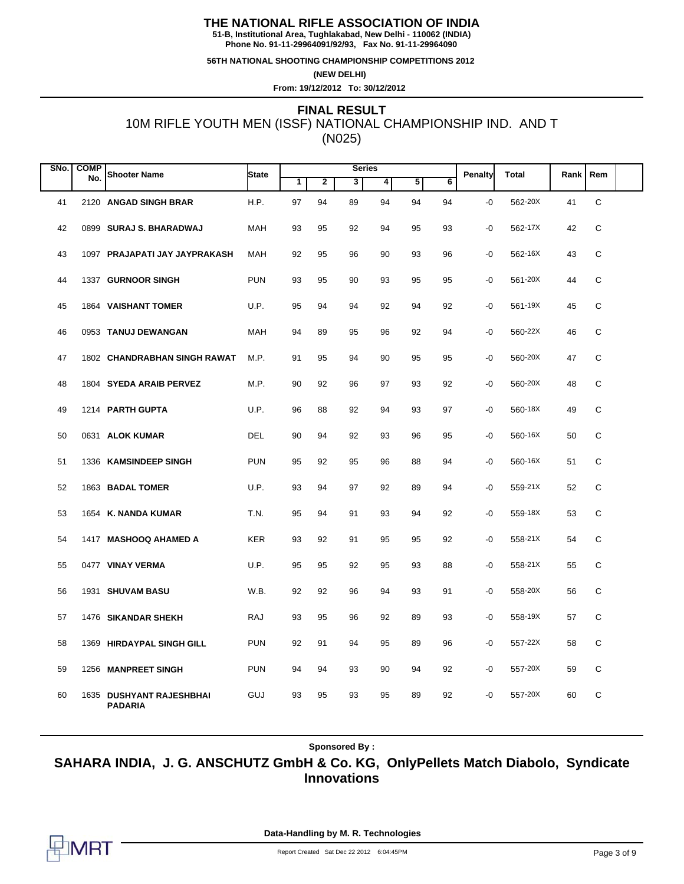# THE NATIONAL RIFLE ASSOCIATION OF INDIA

**51-B, Institutional Area, Tughlakabad, New Delhi - 110062 (INDIA)**
**Phone No. 91-11-29964091/92/93, Fax No. 91-11-29964090**

**56TH NATIONAL SHOOTING CHAMPIONSHIP COMPETITIONS 2012**

**(NEW DELHI)**

**From: 19/12/2012 To: 30/12/2012**

## FINAL RESULT

10M RIFLE YOUTH MEN (ISSF) NATIONAL CHAMPIONSHIP IND. AND T
(N025)

| SNo. | COMP No. | Shooter Name | State | Series 1 | 2 | 3 | 4 | 5 | 6 | Penalty | Total | Rank | Rem |
|---|---|---|---|---|---|---|---|---|---|---|---|---|---|
| 41 | 2120 | **ANGAD SINGH BRAR** | H.P. | 97 | 94 | 89 | 94 | 94 | 94 | -0 | 562-20X | 41 | C |
| 42 | 0899 | **SURAJ S. BHARADWAJ** | MAH | 93 | 95 | 92 | 94 | 95 | 93 | -0 | 562-17X | 42 | C |
| 43 | 1097 | **PRAJAPATI JAY JAYPRAKASH** | MAH | 92 | 95 | 96 | 90 | 93 | 96 | -0 | 562-16X | 43 | C |
| 44 | 1337 | **GURNOOR SINGH** | PUN | 93 | 95 | 90 | 93 | 95 | 95 | -0 | 561-20X | 44 | C |
| 45 | 1864 | **VAISHANT TOMER** | U.P. | 95 | 94 | 94 | 92 | 94 | 92 | -0 | 561-19X | 45 | C |
| 46 | 0953 | **TANUJ DEWANGAN** | MAH | 94 | 89 | 95 | 96 | 92 | 94 | -0 | 560-22X | 46 | C |
| 47 | 1802 | **CHANDRABHAN SINGH RAWAT** | M.P. | 91 | 95 | 94 | 90 | 95 | 95 | -0 | 560-20X | 47 | C |
| 48 | 1804 | **SYEDA ARAIB PERVEZ** | M.P. | 90 | 92 | 96 | 97 | 93 | 92 | -0 | 560-20X | 48 | C |
| 49 | 1214 | **PARTH GUPTA** | U.P. | 96 | 88 | 92 | 94 | 93 | 97 | -0 | 560-18X | 49 | C |
| 50 | 0631 | **ALOK KUMAR** | DEL | 90 | 94 | 92 | 93 | 96 | 95 | -0 | 560-16X | 50 | C |
| 51 | 1336 | **KAMSINDEEP SINGH** | PUN | 95 | 92 | 95 | 96 | 88 | 94 | -0 | 560-16X | 51 | C |
| 52 | 1863 | **BADAL TOMER** | U.P. | 93 | 94 | 97 | 92 | 89 | 94 | -0 | 559-21X | 52 | C |
| 53 | 1654 | **K. NANDA KUMAR** | T.N. | 95 | 94 | 91 | 93 | 94 | 92 | -0 | 559-18X | 53 | C |
| 54 | 1417 | **MASHOOQ AHAMED A** | KER | 93 | 92 | 91 | 95 | 95 | 92 | -0 | 558-21X | 54 | C |
| 55 | 0477 | **VINAY VERMA** | U.P. | 95 | 95 | 92 | 95 | 93 | 88 | -0 | 558-21X | 55 | C |
| 56 | 1931 | **SHUVAM BASU** | W.B. | 92 | 92 | 96 | 94 | 93 | 91 | -0 | 558-20X | 56 | C |
| 57 | 1476 | **SIKANDAR SHEKH** | RAJ | 93 | 95 | 96 | 92 | 89 | 93 | -0 | 558-19X | 57 | C |
| 58 | 1369 | **HIRDAYPAL SINGH GILL** | PUN | 92 | 91 | 94 | 95 | 89 | 96 | -0 | 557-22X | 58 | C |
| 59 | 1256 | **MANPREET SINGH** | PUN | 94 | 94 | 93 | 90 | 94 | 92 | -0 | 557-20X | 59 | C |
| 60 | 1635 | **DUSHYANT RAJESHBHAI PADARIA** | GUJ | 93 | 95 | 93 | 95 | 89 | 92 | -0 | 557-20X | 60 | C |

**Sponsored By :**

**SAHARA INDIA, J. G. ANSCHUTZ GmbH & Co. KG, OnlyPellets Match Diabolo, Syndicate Innovations**

**Data-Handling by M. R. Technologies**

Report Created Sat Dec 22 2012 6:04:45PM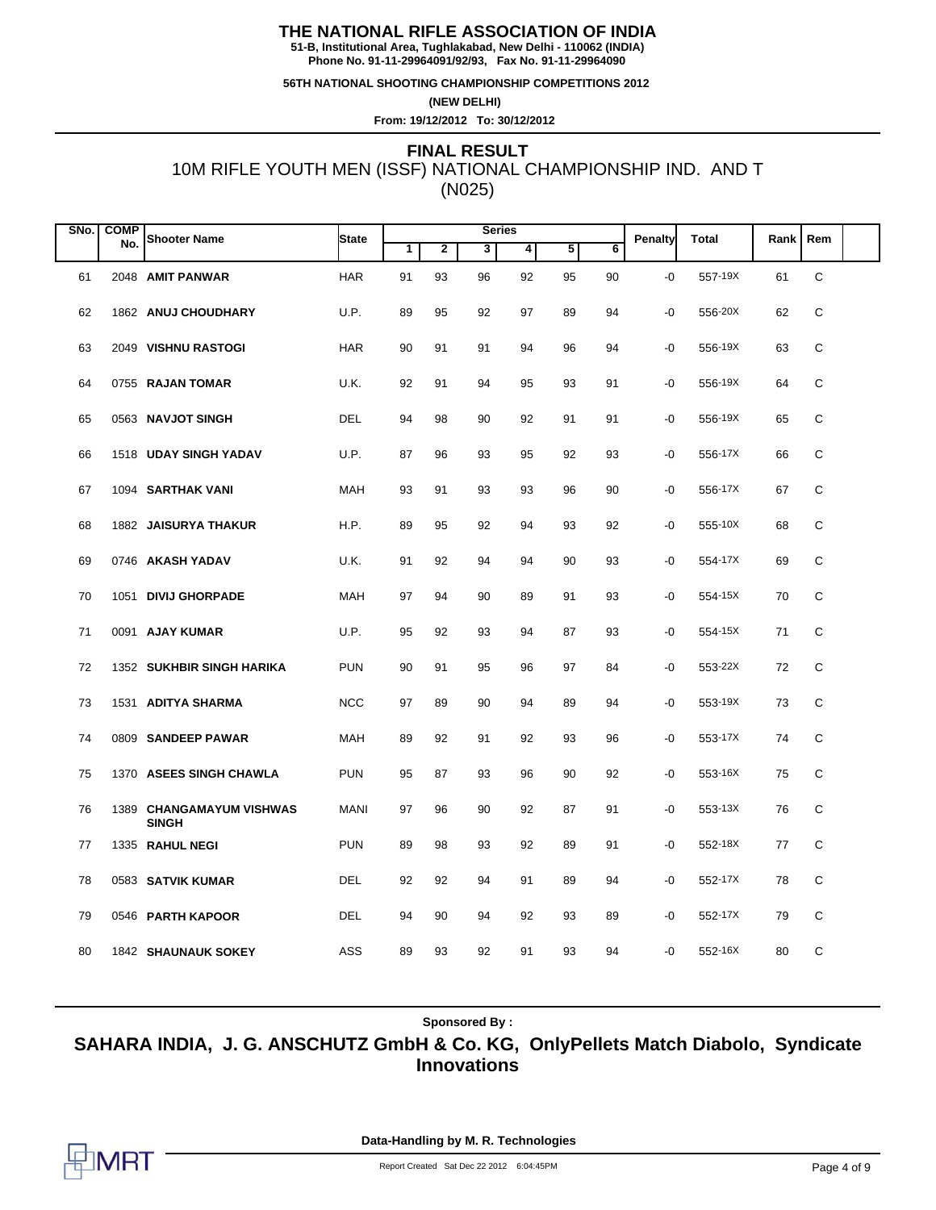# THE NATIONAL RIFLE ASSOCIATION OF INDIA

**51-B, Institutional Area, Tughlakabad, New Delhi - 110062 (INDIA)**
**Phone No. 91-11-29964091/92/93, Fax No. 91-11-29964090**

**56TH NATIONAL SHOOTING CHAMPIONSHIP COMPETITIONS 2012**

**(NEW DELHI)**

**From: 19/12/2012 To: 30/12/2012**

## FINAL RESULT

10M RIFLE YOUTH MEN (ISSF) NATIONAL CHAMPIONSHIP IND. AND T
(N025)

| SNo. | COMP No. | Shooter Name | State | Series 1 | 2 | 3 | 4 | 5 | 6 | Penalty | Total | Rank | Rem |
|---|---|---|---|---|---|---|---|---|---|---|---|---|---|
| 61 | 2048 | **AMIT PANWAR** | HAR | 91 | 93 | 96 | 92 | 95 | 90 | -0 | 557-19X | 61 | C |
| 62 | 1862 | **ANUJ CHOUDHARY** | U.P. | 89 | 95 | 92 | 97 | 89 | 94 | -0 | 556-20X | 62 | C |
| 63 | 2049 | **VISHNU RASTOGI** | HAR | 90 | 91 | 91 | 94 | 96 | 94 | -0 | 556-19X | 63 | C |
| 64 | 0755 | **RAJAN TOMAR** | U.K. | 92 | 91 | 94 | 95 | 93 | 91 | -0 | 556-19X | 64 | C |
| 65 | 0563 | **NAVJOT SINGH** | DEL | 94 | 98 | 90 | 92 | 91 | 91 | -0 | 556-19X | 65 | C |
| 66 | 1518 | **UDAY SINGH YADAV** | U.P. | 87 | 96 | 93 | 95 | 92 | 93 | -0 | 556-17X | 66 | C |
| 67 | 1094 | **SARTHAK VANI** | MAH | 93 | 91 | 93 | 93 | 96 | 90 | -0 | 556-17X | 67 | C |
| 68 | 1882 | **JAISURYA THAKUR** | H.P. | 89 | 95 | 92 | 94 | 93 | 92 | -0 | 555-10X | 68 | C |
| 69 | 0746 | **AKASH YADAV** | U.K. | 91 | 92 | 94 | 94 | 90 | 93 | -0 | 554-17X | 69 | C |
| 70 | 1051 | **DIVIJ GHORPADE** | MAH | 97 | 94 | 90 | 89 | 91 | 93 | -0 | 554-15X | 70 | C |
| 71 | 0091 | **AJAY KUMAR** | U.P. | 95 | 92 | 93 | 94 | 87 | 93 | -0 | 554-15X | 71 | C |
| 72 | 1352 | **SUKHBIR SINGH HARIKA** | PUN | 90 | 91 | 95 | 96 | 97 | 84 | -0 | 553-22X | 72 | C |
| 73 | 1531 | **ADITYA SHARMA** | NCC | 97 | 89 | 90 | 94 | 89 | 94 | -0 | 553-19X | 73 | C |
| 74 | 0809 | **SANDEEP PAWAR** | MAH | 89 | 92 | 91 | 92 | 93 | 96 | -0 | 553-17X | 74 | C |
| 75 | 1370 | **ASEES SINGH CHAWLA** | PUN | 95 | 87 | 93 | 96 | 90 | 92 | -0 | 553-16X | 75 | C |
| 76 | 1389 | **CHANGAMAYUM VISHWAS SINGH** | MANI | 97 | 96 | 90 | 92 | 87 | 91 | -0 | 553-13X | 76 | C |
| 77 | 1335 | **RAHUL NEGI** | PUN | 89 | 98 | 93 | 92 | 89 | 91 | -0 | 552-18X | 77 | C |
| 78 | 0583 | **SATVIK KUMAR** | DEL | 92 | 92 | 94 | 91 | 89 | 94 | -0 | 552-17X | 78 | C |
| 79 | 0546 | **PARTH KAPOOR** | DEL | 94 | 90 | 94 | 92 | 93 | 89 | -0 | 552-17X | 79 | C |
| 80 | 1842 | **SHAUNAUK SOKEY** | ASS | 89 | 93 | 92 | 91 | 93 | 94 | -0 | 552-16X | 80 | C |

**Sponsored By :**

**SAHARA INDIA, J. G. ANSCHUTZ GmbH & Co. KG, OnlyPellets Match Diabolo, Syndicate Innovations**

**Data-Handling by M. R. Technologies**

Report Created Sat Dec 22 2012 6:04:45PM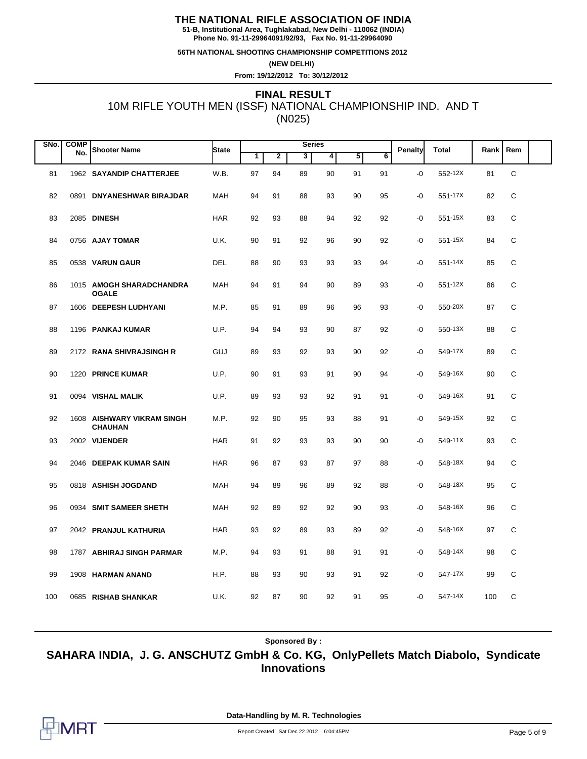# THE NATIONAL RIFLE ASSOCIATION OF INDIA

**51-B, Institutional Area, Tughlakabad, New Delhi - 110062 (INDIA)**
**Phone No. 91-11-29964091/92/93, Fax No. 91-11-29964090**

**56TH NATIONAL SHOOTING CHAMPIONSHIP COMPETITIONS 2012**

**(NEW DELHI)**

**From: 19/12/2012 To: 30/12/2012**

## FINAL RESULT

10M RIFLE YOUTH MEN (ISSF) NATIONAL CHAMPIONSHIP IND. AND T
(N025)

| SNo. | COMP No. | Shooter Name | State | Series 1 | 2 | 3 | 4 | 5 | 6 | Penalty | Total | Rank | Rem |
|---|---|---|---|---|---|---|---|---|---|---|---|---|---|
| 81 | 1962 | **SAYANDIP CHATTERJEE** | W.B. | 97 | 94 | 89 | 90 | 91 | 91 | -0 | 552-12X | 81 | C |
| 82 | 0891 | **DNYANESHWAR BIRAJDAR** | MAH | 94 | 91 | 88 | 93 | 90 | 95 | -0 | 551-17X | 82 | C |
| 83 | 2085 | **DINESH** | HAR | 92 | 93 | 88 | 94 | 92 | 92 | -0 | 551-15X | 83 | C |
| 84 | 0756 | **AJAY TOMAR** | U.K. | 90 | 91 | 92 | 96 | 90 | 92 | -0 | 551-15X | 84 | C |
| 85 | 0538 | **VARUN GAUR** | DEL | 88 | 90 | 93 | 93 | 93 | 94 | -0 | 551-14X | 85 | C |
| 86 | 1015 | **AMOGH SHARADCHANDRA OGALE** | MAH | 94 | 91 | 94 | 90 | 89 | 93 | -0 | 551-12X | 86 | C |
| 87 | 1606 | **DEEPESH LUDHYANI** | M.P. | 85 | 91 | 89 | 96 | 96 | 93 | -0 | 550-20X | 87 | C |
| 88 | 1196 | **PANKAJ KUMAR** | U.P. | 94 | 94 | 93 | 90 | 87 | 92 | -0 | 550-13X | 88 | C |
| 89 | 2172 | **RANA SHIVRAJSINGH R** | GUJ | 89 | 93 | 92 | 93 | 90 | 92 | -0 | 549-17X | 89 | C |
| 90 | 1220 | **PRINCE KUMAR** | U.P. | 90 | 91 | 93 | 91 | 90 | 94 | -0 | 549-16X | 90 | C |
| 91 | 0094 | **VISHAL MALIK** | U.P. | 89 | 93 | 93 | 92 | 91 | 91 | -0 | 549-16X | 91 | C |
| 92 | 1608 | **AISHWARY VIKRAM SINGH CHAUHAN** | M.P. | 92 | 90 | 95 | 93 | 88 | 91 | -0 | 549-15X | 92 | C |
| 93 | 2002 | **VIJENDER** | HAR | 91 | 92 | 93 | 93 | 90 | 90 | -0 | 549-11X | 93 | C |
| 94 | 2046 | **DEEPAK KUMAR SAIN** | HAR | 96 | 87 | 93 | 87 | 97 | 88 | -0 | 548-18X | 94 | C |
| 95 | 0818 | **ASHISH JOGDAND** | MAH | 94 | 89 | 96 | 89 | 92 | 88 | -0 | 548-18X | 95 | C |
| 96 | 0934 | **SMIT SAMEER SHETH** | MAH | 92 | 89 | 92 | 92 | 90 | 93 | -0 | 548-16X | 96 | C |
| 97 | 2042 | **PRANJUL KATHURIA** | HAR | 93 | 92 | 89 | 93 | 89 | 92 | -0 | 548-16X | 97 | C |
| 98 | 1787 | **ABHIRAJ SINGH PARMAR** | M.P. | 94 | 93 | 91 | 88 | 91 | 91 | -0 | 548-14X | 98 | C |
| 99 | 1908 | **HARMAN ANAND** | H.P. | 88 | 93 | 90 | 93 | 91 | 92 | -0 | 547-17X | 99 | C |
| 100 | 0685 | **RISHAB SHANKAR** | U.K. | 92 | 87 | 90 | 92 | 91 | 95 | -0 | 547-14X | 100 | C |

**Sponsored By :**

**SAHARA INDIA, J. G. ANSCHUTZ GmbH & Co. KG, OnlyPellets Match Diabolo, Syndicate Innovations**

**Data-Handling by M. R. Technologies**

Report Created Sat Dec 22 2012 6:04:45PM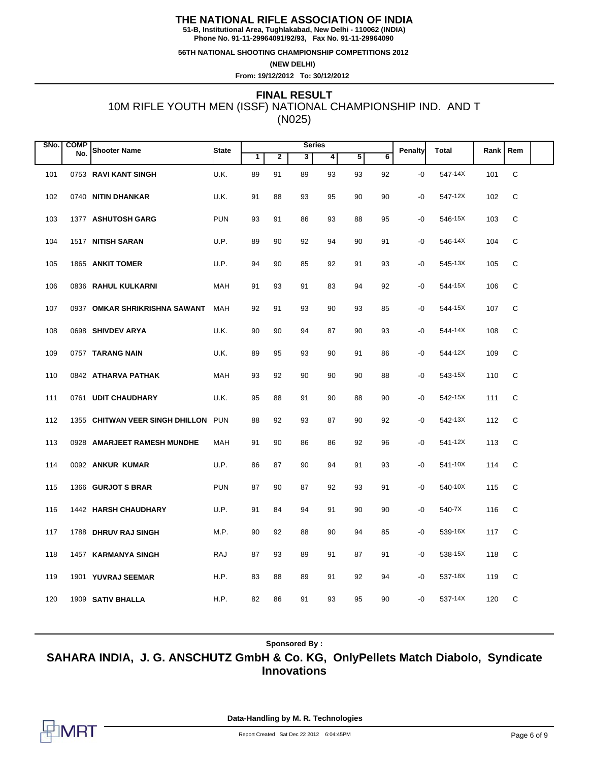# THE NATIONAL RIFLE ASSOCIATION OF INDIA

**51-B, Institutional Area, Tughlakabad, New Delhi - 110062 (INDIA)**
**Phone No. 91-11-29964091/92/93, Fax No. 91-11-29964090**

**56TH NATIONAL SHOOTING CHAMPIONSHIP COMPETITIONS 2012**

**(NEW DELHI)**

**From: 19/12/2012 To: 30/12/2012**

## FINAL RESULT

### 10M RIFLE YOUTH MEN (ISSF) NATIONAL CHAMPIONSHIP IND. AND T (N025)

| SNo. | COMP No. | Shooter Name | State | Series 1 | 2 | 3 | 4 | 5 | 6 | Penalty | Total | Rank | Rem |
|---|---|---|---|---|---|---|---|---|---|---|---|---|---|
| 101 | 0753 | **RAVI KANT SINGH** | U.K. | 89 | 91 | 89 | 93 | 93 | 92 | -0 | 547-14X | 101 | C |
| 102 | 0740 | **NITIN DHANKAR** | U.K. | 91 | 88 | 93 | 95 | 90 | 90 | -0 | 547-12X | 102 | C |
| 103 | 1377 | **ASHUTOSH GARG** | PUN | 93 | 91 | 86 | 93 | 88 | 95 | -0 | 546-15X | 103 | C |
| 104 | 1517 | **NITISH SARAN** | U.P. | 89 | 90 | 92 | 94 | 90 | 91 | -0 | 546-14X | 104 | C |
| 105 | 1865 | **ANKIT TOMER** | U.P. | 94 | 90 | 85 | 92 | 91 | 93 | -0 | 545-13X | 105 | C |
| 106 | 0836 | **RAHUL KULKARNI** | MAH | 91 | 93 | 91 | 83 | 94 | 92 | -0 | 544-15X | 106 | C |
| 107 | 0937 | **OMKAR SHRIKRISHNA SAWANT** | MAH | 92 | 91 | 93 | 90 | 93 | 85 | -0 | 544-15X | 107 | C |
| 108 | 0698 | **SHIVDEV ARYA** | U.K. | 90 | 90 | 94 | 87 | 90 | 93 | -0 | 544-14X | 108 | C |
| 109 | 0757 | **TARANG NAIN** | U.K. | 89 | 95 | 93 | 90 | 91 | 86 | -0 | 544-12X | 109 | C |
| 110 | 0842 | **ATHARVA PATHAK** | MAH | 93 | 92 | 90 | 90 | 90 | 88 | -0 | 543-15X | 110 | C |
| 111 | 0761 | **UDIT CHAUDHARY** | U.K. | 95 | 88 | 91 | 90 | 88 | 90 | -0 | 542-15X | 111 | C |
| 112 | 1355 | **CHITWAN VEER SINGH DHILLON** | PUN | 88 | 92 | 93 | 87 | 90 | 92 | -0 | 542-13X | 112 | C |
| 113 | 0928 | **AMARJEET RAMESH MUNDHE** | MAH | 91 | 90 | 86 | 86 | 92 | 96 | -0 | 541-12X | 113 | C |
| 114 | 0092 | **ANKUR KUMAR** | U.P. | 86 | 87 | 90 | 94 | 91 | 93 | -0 | 541-10X | 114 | C |
| 115 | 1366 | **GURJOT S BRAR** | PUN | 87 | 90 | 87 | 92 | 93 | 91 | -0 | 540-10X | 115 | C |
| 116 | 1442 | **HARSH CHAUDHARY** | U.P. | 91 | 84 | 94 | 91 | 90 | 90 | -0 | 540-7X | 116 | C |
| 117 | 1788 | **DHRUV RAJ SINGH** | M.P. | 90 | 92 | 88 | 90 | 94 | 85 | -0 | 539-16X | 117 | C |
| 118 | 1457 | **KARMANYA SINGH** | RAJ | 87 | 93 | 89 | 91 | 87 | 91 | -0 | 538-15X | 118 | C |
| 119 | 1901 | **YUVRAJ SEEMAR** | H.P. | 83 | 88 | 89 | 91 | 92 | 94 | -0 | 537-18X | 119 | C |
| 120 | 1909 | **SATIV BHALLA** | H.P. | 82 | 86 | 91 | 93 | 95 | 90 | -0 | 537-14X | 120 | C |

**Sponsored By :**

**SAHARA INDIA, J. G. ANSCHUTZ GmbH & Co. KG, OnlyPellets Match Diabolo, Syndicate Innovations**

**Data-Handling by M. R. Technologies**

Report Created Sat Dec 22 2012 6:04:45PM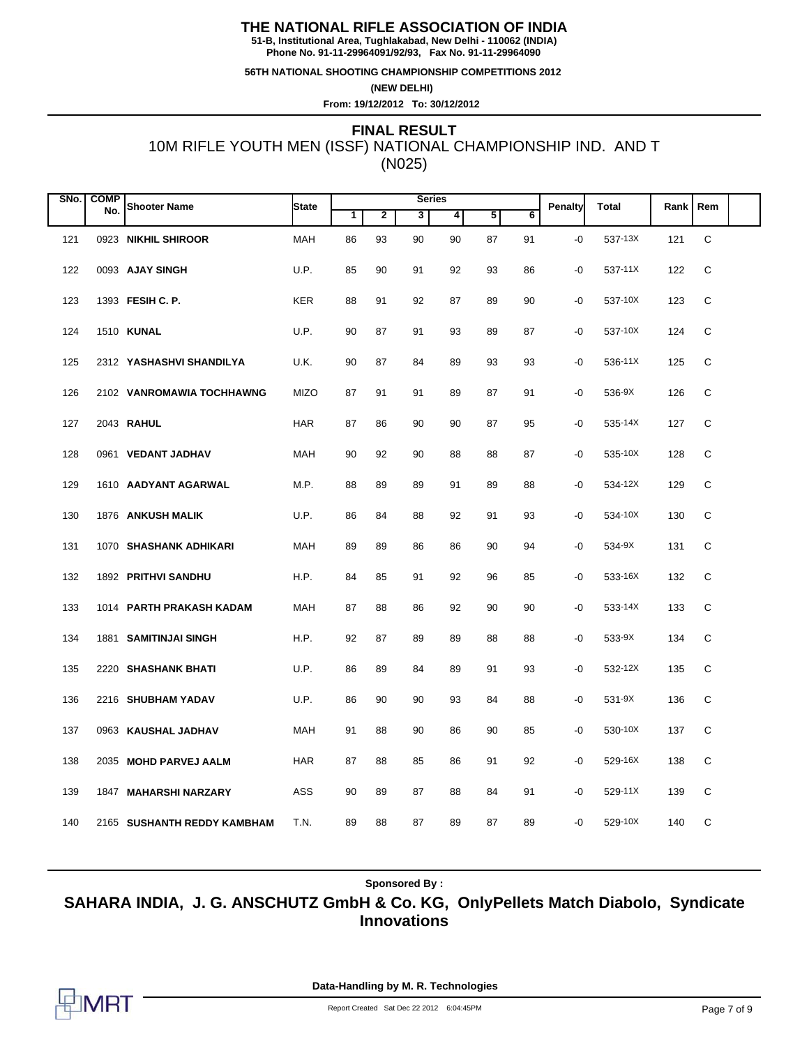# THE NATIONAL RIFLE ASSOCIATION OF INDIA

**51-B, Institutional Area, Tughlakabad, New Delhi - 110062 (INDIA)**
**Phone No. 91-11-29964091/92/93, Fax No. 91-11-29964090**

**56TH NATIONAL SHOOTING CHAMPIONSHIP COMPETITIONS 2012**

**(NEW DELHI)**

**From: 19/12/2012 To: 30/12/2012**

## FINAL RESULT

10M RIFLE YOUTH MEN (ISSF) NATIONAL CHAMPIONSHIP IND. AND T
(N025)

| SNo. | COMP No. | Shooter Name | State | Series 1 | 2 | 3 | 4 | 5 | 6 | Penalty | Total | Rank | Rem |
|---|---|---|---|---|---|---|---|---|---|---|---|---|---|
| 121 | 0923 | **NIKHIL SHIROOR** | MAH | 86 | 93 | 90 | 90 | 87 | 91 | -0 | 537-13X | 121 | C |
| 122 | 0093 | **AJAY SINGH** | U.P. | 85 | 90 | 91 | 92 | 93 | 86 | -0 | 537-11X | 122 | C |
| 123 | 1393 | **FESIH C. P.** | KER | 88 | 91 | 92 | 87 | 89 | 90 | -0 | 537-10X | 123 | C |
| 124 | 1510 | **KUNAL** | U.P. | 90 | 87 | 91 | 93 | 89 | 87 | -0 | 537-10X | 124 | C |
| 125 | 2312 | **YASHASHVI SHANDILYA** | U.K. | 90 | 87 | 84 | 89 | 93 | 93 | -0 | 536-11X | 125 | C |
| 126 | 2102 | **VANROMAWIA TOCHHAWNG** | MIZO | 87 | 91 | 91 | 89 | 87 | 91 | -0 | 536-9X | 126 | C |
| 127 | 2043 | **RAHUL** | HAR | 87 | 86 | 90 | 90 | 87 | 95 | -0 | 535-14X | 127 | C |
| 128 | 0961 | **VEDANT JADHAV** | MAH | 90 | 92 | 90 | 88 | 88 | 87 | -0 | 535-10X | 128 | C |
| 129 | 1610 | **AADYANT AGARWAL** | M.P. | 88 | 89 | 89 | 91 | 89 | 88 | -0 | 534-12X | 129 | C |
| 130 | 1876 | **ANKUSH MALIK** | U.P. | 86 | 84 | 88 | 92 | 91 | 93 | -0 | 534-10X | 130 | C |
| 131 | 1070 | **SHASHANK ADHIKARI** | MAH | 89 | 89 | 86 | 86 | 90 | 94 | -0 | 534-9X | 131 | C |
| 132 | 1892 | **PRITHVI SANDHU** | H.P. | 84 | 85 | 91 | 92 | 96 | 85 | -0 | 533-16X | 132 | C |
| 133 | 1014 | **PARTH PRAKASH KADAM** | MAH | 87 | 88 | 86 | 92 | 90 | 90 | -0 | 533-14X | 133 | C |
| 134 | 1881 | **SAMITINJAI SINGH** | H.P. | 92 | 87 | 89 | 89 | 88 | 88 | -0 | 533-9X | 134 | C |
| 135 | 2220 | **SHASHANK BHATI** | U.P. | 86 | 89 | 84 | 89 | 91 | 93 | -0 | 532-12X | 135 | C |
| 136 | 2216 | **SHUBHAM YADAV** | U.P. | 86 | 90 | 90 | 93 | 84 | 88 | -0 | 531-9X | 136 | C |
| 137 | 0963 | **KAUSHAL JADHAV** | MAH | 91 | 88 | 90 | 86 | 90 | 85 | -0 | 530-10X | 137 | C |
| 138 | 2035 | **MOHD PARVEJ AALM** | HAR | 87 | 88 | 85 | 86 | 91 | 92 | -0 | 529-16X | 138 | C |
| 139 | 1847 | **MAHARSHI NARZARY** | ASS | 90 | 89 | 87 | 88 | 84 | 91 | -0 | 529-11X | 139 | C |
| 140 | 2165 | **SUSHANTH REDDY KAMBHAM** | T.N. | 89 | 88 | 87 | 89 | 87 | 89 | -0 | 529-10X | 140 | C |

**Sponsored By :**

**SAHARA INDIA, J. G. ANSCHUTZ GmbH & Co. KG, OnlyPellets Match Diabolo, Syndicate Innovations**

MRT

**Data-Handling by M. R. Technologies**

Report Created Sat Dec 22 2012 6:04:45PM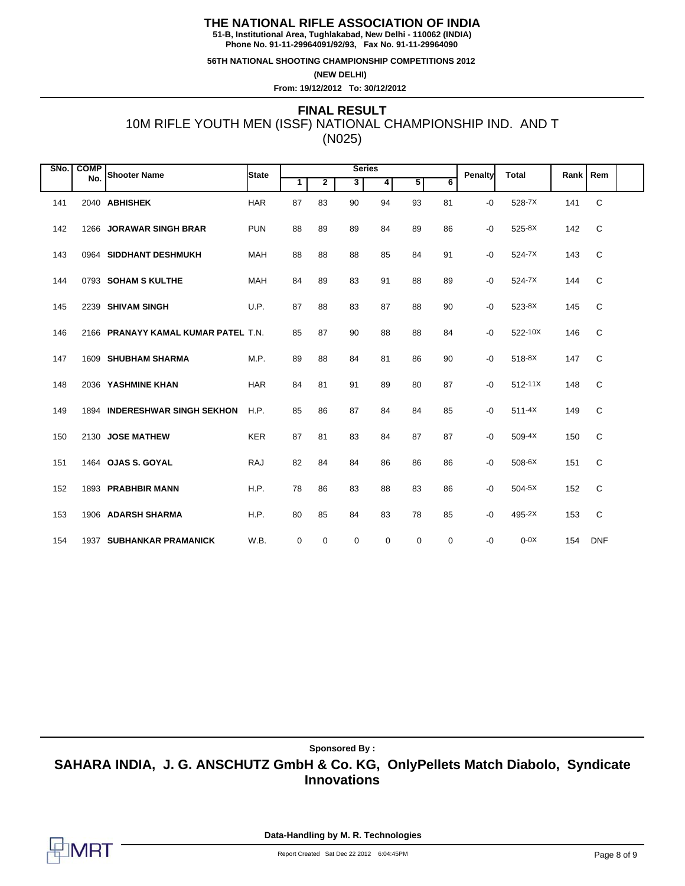# THE NATIONAL RIFLE ASSOCIATION OF INDIA

**51-B, Institutional Area, Tughlakabad, New Delhi - 110062 (INDIA)**
**Phone No. 91-11-29964091/92/93, Fax No. 91-11-29964090**

**56TH NATIONAL SHOOTING CHAMPIONSHIP COMPETITIONS 2012**

**(NEW DELHI)**

**From: 19/12/2012 To: 30/12/2012**

## FINAL RESULT

### 10M RIFLE YOUTH MEN (ISSF) NATIONAL CHAMPIONSHIP IND. AND T (N025)

| SNo. | COMP No. | Shooter Name | State | Series 1 | 2 | 3 | 4 | 5 | 6 | Penalty | Total | Rank | Rem |
|---|---|---|---|---|---|---|---|---|---|---|---|---|---|
| 141 | 2040 | **ABHISHEK** | HAR | 87 | 83 | 90 | 94 | 93 | 81 | -0 | 528-7X | 141 | C |
| 142 | 1266 | **JORAWAR SINGH BRAR** | PUN | 88 | 89 | 89 | 84 | 89 | 86 | -0 | 525-8X | 142 | C |
| 143 | 0964 | **SIDDHANT DESHMUKH** | MAH | 88 | 88 | 88 | 85 | 84 | 91 | -0 | 524-7X | 143 | C |
| 144 | 0793 | **SOHAM S KULTHE** | MAH | 84 | 89 | 83 | 91 | 88 | 89 | -0 | 524-7X | 144 | C |
| 145 | 2239 | **SHIVAM SINGH** | U.P. | 87 | 88 | 83 | 87 | 88 | 90 | -0 | 523-8X | 145 | C |
| 146 | 2166 | **PRANAYY KAMAL KUMAR PATEL** | T.N. | 85 | 87 | 90 | 88 | 88 | 84 | -0 | 522-10X | 146 | C |
| 147 | 1609 | **SHUBHAM SHARMA** | M.P. | 89 | 88 | 84 | 81 | 86 | 90 | -0 | 518-8X | 147 | C |
| 148 | 2036 | **YASHMINE KHAN** | HAR | 84 | 81 | 91 | 89 | 80 | 87 | -0 | 512-11X | 148 | C |
| 149 | 1894 | **INDERESHWAR SINGH SEKHON** | H.P. | 85 | 86 | 87 | 84 | 84 | 85 | -0 | 511-4X | 149 | C |
| 150 | 2130 | **JOSE MATHEW** | KER | 87 | 81 | 83 | 84 | 87 | 87 | -0 | 509-4X | 150 | C |
| 151 | 1464 | **OJAS S. GOYAL** | RAJ | 82 | 84 | 84 | 86 | 86 | 86 | -0 | 508-6X | 151 | C |
| 152 | 1893 | **PRABHBIR MANN** | H.P. | 78 | 86 | 83 | 88 | 83 | 86 | -0 | 504-5X | 152 | C |
| 153 | 1906 | **ADARSH SHARMA** | H.P. | 80 | 85 | 84 | 83 | 78 | 85 | -0 | 495-2X | 153 | C |
| 154 | 1937 | **SUBHANKAR PRAMANICK** | W.B. | 0 | 0 | 0 | 0 | 0 | 0 | -0 | 0-0X | 154 | DNF |

**Sponsored By :**

**SAHARA INDIA, J. G. ANSCHUTZ GmbH & Co. KG, OnlyPellets Match Diabolo, Syndicate Innovations**

**Data-Handling by M. R. Technologies**

Report Created Sat Dec 22 2012 6:04:45PM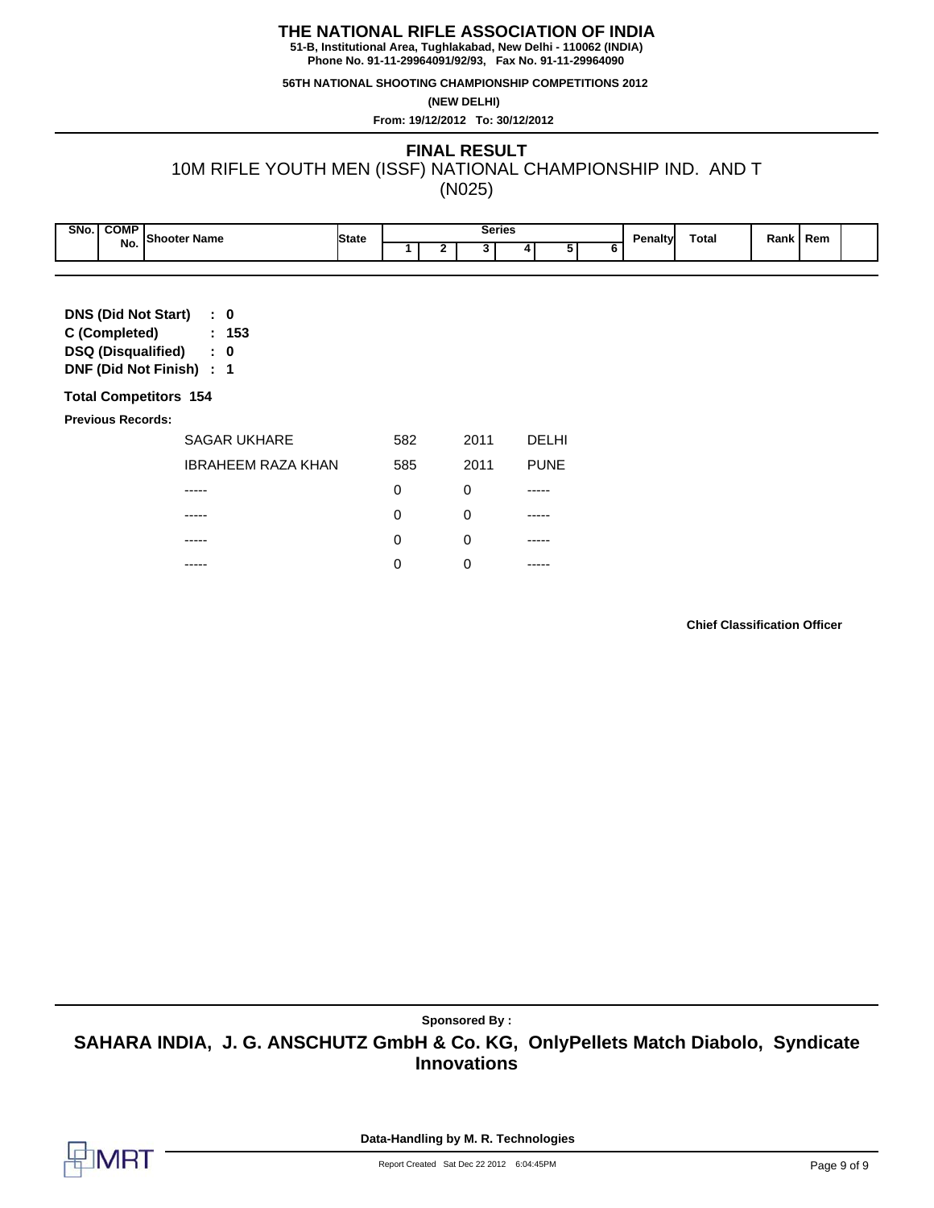# THE NATIONAL RIFLE ASSOCIATION OF INDIA

**51-B, Institutional Area, Tughlakabad, New Delhi - 110062 (INDIA)**
**Phone No. 91-11-29964091/92/93, Fax No. 91-11-29964090**

**56TH NATIONAL SHOOTING CHAMPIONSHIP COMPETITIONS 2012**

**(NEW DELHI)**

**From: 19/12/2012 To: 30/12/2012**

## FINAL RESULT

10M RIFLE YOUTH MEN (ISSF) NATIONAL CHAMPIONSHIP IND. AND T
(N025)

| SNo. | COMP No. | Shooter Name | State | Series | | | | | | Penalty | Total | Rank | Rem | |
|---|---|---|---|---|---|---|---|---|---|---|---|---|---|---|
| | | | | 1 | 2 | 3 | 4 | 5 | 6 | | | | | |

**DNS (Did Not Start) : 0**
**C (Completed) : 153**
**DSQ (Disqualified) : 0**
**DNF (Did Not Finish) : 1**

**Total Competitors 154**

**Previous Records:**

| | | | |
|---|---|---|---|
| SAGAR UKHARE | 582 | 2011 | DELHI |
| IBRAHEEM RAZA KHAN | 585 | 2011 | PUNE |
| ----- | 0 | 0 | ----- |
| ----- | 0 | 0 | ----- |
| ----- | 0 | 0 | ----- |
| ----- | 0 | 0 | ----- |

**Chief Classification Officer**

**Sponsored By :**

**SAHARA INDIA, J. G. ANSCHUTZ GmbH & Co. KG, OnlyPellets Match Diabolo, Syndicate Innovations**

**Data-Handling by M. R. Technologies**

Report Created Sat Dec 22 2012 6:04:45PM